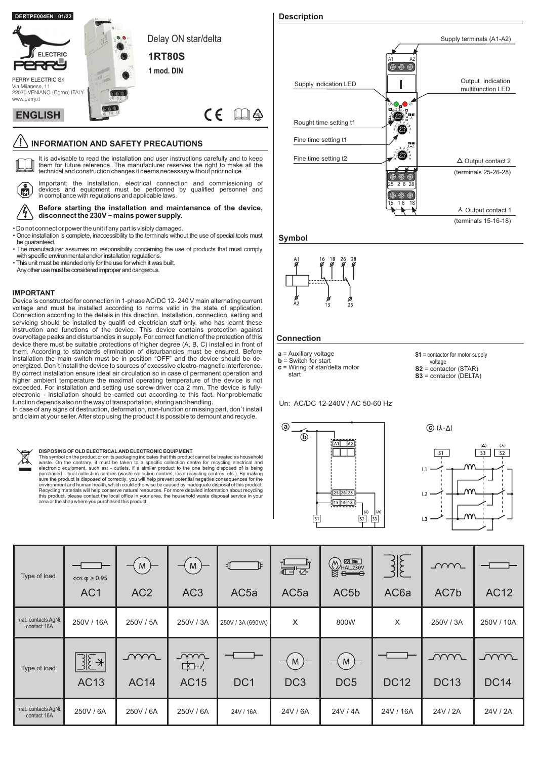DERTPE004EN 01/22

PERRY ELECTRIC Srl
Via Milanese, 11
22070 VENIANO (Como) ITALY
www.perry.it

**ENGLISH**

# Delay ON star/delta

**1RT80S**

**1 mod. DIN**

## INFORMATION AND SAFETY PRECAUTIONS

It is advisable to read the installation and user instructions carefully and to keep them for future reference. The manufacturer reserves the right to make all the technical and construction changes it deems necessary without prior notice.

Important: the installation, electrical connection and commissioning of devices and equipment must be performed by qualified personnel and in compliance with regulations and applicable laws.

**Before starting the installation and maintenance of the device, disconnect the 230V ~ mains power supply.**

- Do not connect or power the unit if any part is visibly damaged.
- Once installation is complete, inaccessibility to the terminals without the use of special tools must be guaranteed.
- The manufacturer assumes no responsibility concerning the use of products that must comply with specific environmental and/or installation regulations.
- This unit must be intended only for the use for which it was built. Any other use must be considered improper and dangerous.

### IMPORTANT

Device is constructed for connection in 1-phase AC/DC 12- 240 V main alternating current voltage and must be installed according to norms valid in the state of application. Connection according to the details in this direction. Installation, connection, setting and servicing should be installed by qualifi ed electrician staff only, who has learnt these instruction and functions of the device. This device contains protection against overvoltage peaks and disturbancies in supply. For correct function of the protection of this device there must be suitable protections of higher degree (A, B, C) installed in front of them. According to standards elimination of disturbancies must be ensured. Before installation the main switch must be in position "OFF" and the device should be de-energized. Don´t install the device to sources of excessive electro-magnetic interference. By correct installation ensure ideal air circulation so in case of permanent operation and higher ambient temperature the maximal operating temperature of the device is not exceeded. For installation and setting use screw-driver cca 2 mm. The device is fully-electronic - installation should be carried out according to this fact. Nonproblematic function depends also on the way of transportation, storing and handling.
In case of any signs of destruction, deformation, non-function or missing part, don´t install and claim at your seller. After stop using the product it is possible to demount and recycle.

**DISPOSING OF OLD ELECTRICAL AND ELECTRONIC EQUIPMENT**
This symbol on the product or on its packaging indicates that this product cannot be treated as household waste. On the contrary, it must be taken to a specific collection centre for recycling electrical and electronic equipment, such as: - outlets, if a similar product to the one being disposed of is being purchased - local collection centres (waste collection centres, local recycling centres, etc.). By making sure the product is disposed of correctly, you will help prevent potential negative consequences for the environment and human health, which could otherwise be caused by inadequate disposal of this product. Recycling materials will help conserve natural resources. For more detailed information about recycling this product, please contact the local office in your area, the household waste disposal service in your area or the shop where you purchased this product.

## Description

- Supply terminals (A1-A2)
- Supply indication LED
- Output indication multifunction LED
- Rought time setting t1
- Fine time setting t1
- Fine time setting t2
- Δ Output contact 2 (terminals 25-26-28)
- ⅄ Output contact 1 (terminals 15-16-18)

## Symbol

## Connection

**a** = Auxiliary voltage
**b** = Switch for start
**c** = Wiring of star/delta motor start

**S1** = contactor for motor supply voltage
**S2** = contactor (STAR)
**S3** = contactor (DELTA)

Un: AC/DC 12-240V / AC 50-60 Hz

| Type of load | AC1 ($\cos \varphi \geq 0.95$) | AC2 | AC3 | AC5a | AC5a | AC5b | AC6a | AC7b | AC12 |
|---|---|---|---|---|---|---|---|---|---|
| mat. contacts AgNi, contact 16A | 250V / 16A | 250V / 5A | 250V / 3A | 250V / 3A (690VA) | X | 800W | X | 250V / 3A | 250V / 10A |
| **Type of load** | **AC13** | **AC14** | **AC15** | **DC1** | **DC3** | **DC5** | **DC12** | **DC13** | **DC14** |
| mat. contacts AgNi, contact 16A | 250V / 6A | 250V / 6A | 250V / 6A | 24V / 16A | 24V / 6A | 24V / 4A | 24V / 16A | 24V / 2A | 24V / 2A |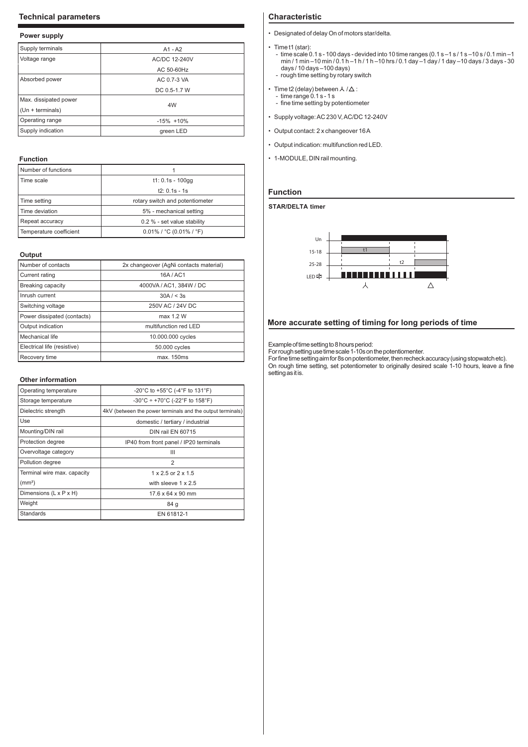## Technical parameters

### Power supply

| | |
|---|---|
| Supply terminals | A1 - A2 |
| Voltage range | AC/DC 12-240V |
| | AC 50-60Hz |
| Absorbed power | AC 0.7-3 VA |
| | DC 0.5-1.7 W |
| Max. dissipated power (Un + terminals) | 4W |
| Operating range | -15% +10% |
| Supply indication | green LED |

### Function

| | |
|---|---|
| Number of functions | 1 |
| Time scale | t1: 0.1s - 100gg |
| | t2: 0.1s - 1s |
| Time setting | rotary switch and potentiometer |
| Time deviation | 5% - mechanical setting |
| Repeat accuracy | 0.2 % - set value stability |
| Temperature coefficient | 0.01% / °C (0.01% / °F) |

### Output

| | |
|---|---|
| Number of contacts | 2x changeover (AgNi contacts material) |
| Current rating | 16A / AC1 |
| Breaking capacity | 4000VA / AC1, 384W / DC |
| Inrush current | 30A / < 3s |
| Switching voltage | 250V AC / 24V DC |
| Power dissipated (contacts) | max 1.2 W |
| Output indication | multifunction red LED |
| Mechanical life | 10.000.000 cycles |
| Electrical life (resistive) | 50.000 cycles |
| Recovery time | max. 150ms |

### Other information

| | |
|---|---|
| Operating temperature | -20°C to +55°C (-4°F to 131°F) |
| Storage temperature | -30°C ÷ +70°C (-22°F to 158°F) |
| Dielectric strength | 4kV (between the power terminals and the output terminals) |
| Use | domestic / tertiary / industrial |
| Mounting/DIN rail | DIN rail EN 60715 |
| Protection degree | IP40 from front panel / IP20 terminals |
| Overvoltage category | III |
| Pollution degree | 2 |
| Terminal wire max. capacity (mm²) | 1 x 2.5 or 2 x 1.5 |
| | with sleeve 1 x 2.5 |
| Dimensions (L x P x H) | 17.6 x 64 x 90 mm |
| Weight | 84 g |
| Standards | EN 61812-1 |

## Characteristic

- Designated of delay On of motors star/delta.
- Time t1 (star):
  - time scale 0.1 s - 100 days - devided into 10 time ranges (0.1 s – 1 s / 1 s – 10 s / 0.1 min – 1 min / 1 min – 10 min / 0.1 h – 1 h / 1 h – 10 hrs / 0.1 day – 1 day / 1 day – 10 days / 3 days - 30 days / 10 days – 100 days)
  - rough time setting by rotary switch
- Time t2 (delay) between ⅄ / △ :
  - time range 0.1 s - 1 s
  - fine time setting by potentiometer
- Supply voltage: AC 230 V, AC/DC 12-240V
- Output contact: 2 x changeover 16 A
- Output indication: multifunction red LED.
- 1-MODULE, DIN rail mounting.

## Function

**STAR/DELTA timer**

Un

15-18

25-28

LED

t1

t2

⅄

△

## More accurate setting of timing for long periods of time

Example of time setting to 8 hours period:
For rough setting use time scale 1-10s on the potentiomenter.
For fine time setting aim for 8s on potentiometer, then recheck accuracy (using stopwatch etc).
On rough time setting, set potentiometer to originally desired scale 1-10 hours, leave a fine setting as it is.